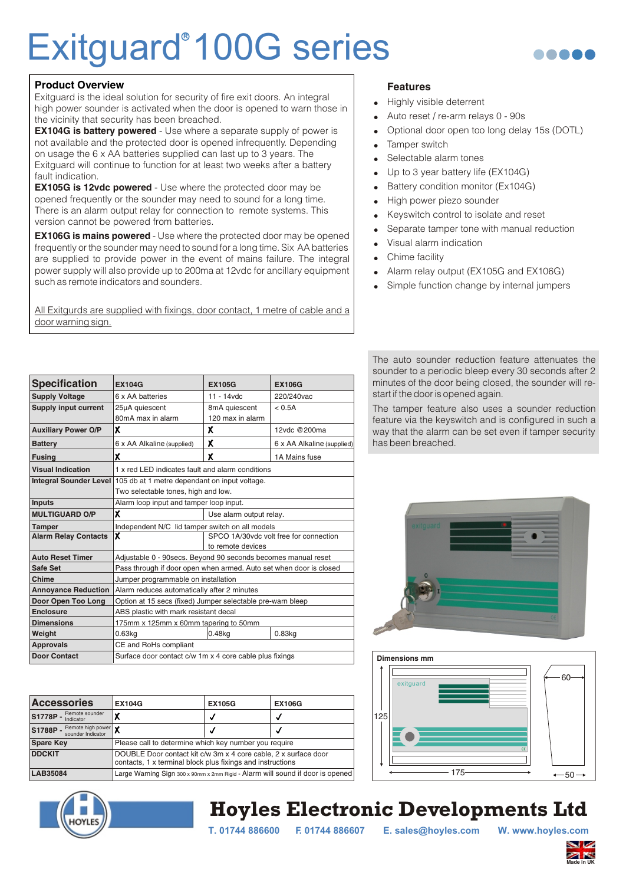# Exitguard® 100G series

## Product Overview

Exitguard is the ideal solution for security of fire exit doors. An integral high power sounder is activated when the door is opened to warn those in the vicinity that security has been breached.

**EX104G is battery powered** - Use where a separate supply of power is not available and the protected door is opened infrequently. Depending on usage the 6 x AA batteries supplied can last up to 3 years. The Exitguard will continue to function for at least two weeks after a battery fault indication.

**EX105G is 12vdc powered** - Use where the protected door may be opened frequently or the sounder may need to sound for a long time. There is an alarm output relay for connection to remote systems. This version cannot be powered from batteries.

**EX106G is mains powered** - Use where the protected door may be opened frequently or the sounder may need to sound for a long time. Six AA batteries are supplied to provide power in the event of mains failure. The integral power supply will also provide up to 200ma at 12vdc for ancillary equipment such as remote indicators and sounders.

All Exitgurds are supplied with fixings, door contact, 1 metre of cable and a door warning sign.

## Features

- Highly visible deterrent
- Auto reset / re-arm relays 0 - 90s
- Optional door open too long delay 15s (DOTL)
- Tamper switch
- Selectable alarm tones
- Up to 3 year battery life (EX104G)
- Battery condition monitor (Ex104G)
- High power piezo sounder
- Keyswitch control to isolate and reset
- Separate tamper tone with manual reduction
- Visual alarm indication
- Chime facility
- Alarm relay output (EX105G and EX106G)
- Simple function change by internal jumpers

The auto sounder reduction feature attenuates the sounder to a periodic bleep every 30 seconds after 2 minutes of the door being closed, the sounder will re-start if the door is opened again.

The tamper feature also uses a sounder reduction feature via the keyswitch and is configured in such a way that the alarm can be set even if tamper security has been breached.

| Specification | EX104G | EX105G | EX106G |
|---|---|---|---|
| Supply Voltage | 6 x AA batteries | 11 - 14vdc | 220/240vac |
| Supply input current | 25µA quiescent<br>80mA max in alarm | 8mA quiescent<br>120 max in alarm | < 0.5A |
| Auxiliary Power O/P | ✗ | ✗ | 12vdc @200ma |
| Battery | 6 x AA Alkaline (supplied) | ✗ | 6 x AA Alkaline (supplied) |
| Fusing | ✗ | ✗ | 1A Mains fuse |
| Visual Indication | 1 x red LED indicates fault and alarm conditions | | |
| Integral Sounder Level | 105 db at 1 metre dependant on input voltage.<br>Two selectable tones, high and low. | | |
| Inputs | Alarm loop input and tamper loop input. | | |
| MULTIGUARD O/P | ✗ | Use alarm output relay. | |
| Tamper | Independent N/C lid tamper switch on all models | | |
| Alarm Relay Contacts | ✗ | SPCO 1A/30vdc volt free for connection to remote devices | |
| Auto Reset Timer | Adjustable 0 - 90secs. Beyond 90 seconds becomes manual reset | | |
| Safe Set | Pass through if door open when armed. Auto set when door is closed | | |
| Chime | Jumper programmable on installation | | |
| Annoyance Reduction | Alarm reduces automatically after 2 minutes | | |
| Door Open Too Long | Option at 15 secs (fixed) Jumper selectable pre-warn bleep | | |
| Enclosure | ABS plastic with mark resistant decal | | |
| Dimensions | 175mm x 125mm x 60mm tapering to 50mm | | |
| Weight | 0.63kg | 0.48kg | 0.83kg |
| Approvals | CE and RoHs compliant | | |
| Door Contact | Surface door contact c/w 1m x 4 core cable plus fixings | | |

| Accessories | EX104G | EX105G | EX106G |
|---|---|---|---|
| S1778P - Remote sounder Indicator | ✗ | ✓ | ✓ |
| S1788P - Remote high power sounder Indicator | ✗ | ✓ | ✓ |
| Spare Key | Please call to determine which key number you require | | |
| DDCKIT | DOUBLE Door contact kit c/w 3m x 4 core cable, 2 x surface door contacts, 1 x terminal block plus fixings and instructions | | |
| LAB35084 | Large Warning Sign 300 x 90mm x 2mm Rigid - Alarm will sound if door is opened | | |

**Dimensions mm**

125 · 175 · 60 · 50

## Hoyles Electronic Developments Ltd

T. 01744 886600 F. 01744 886607 E. sales@hoyles.com W. www.hoyles.com

Made in UK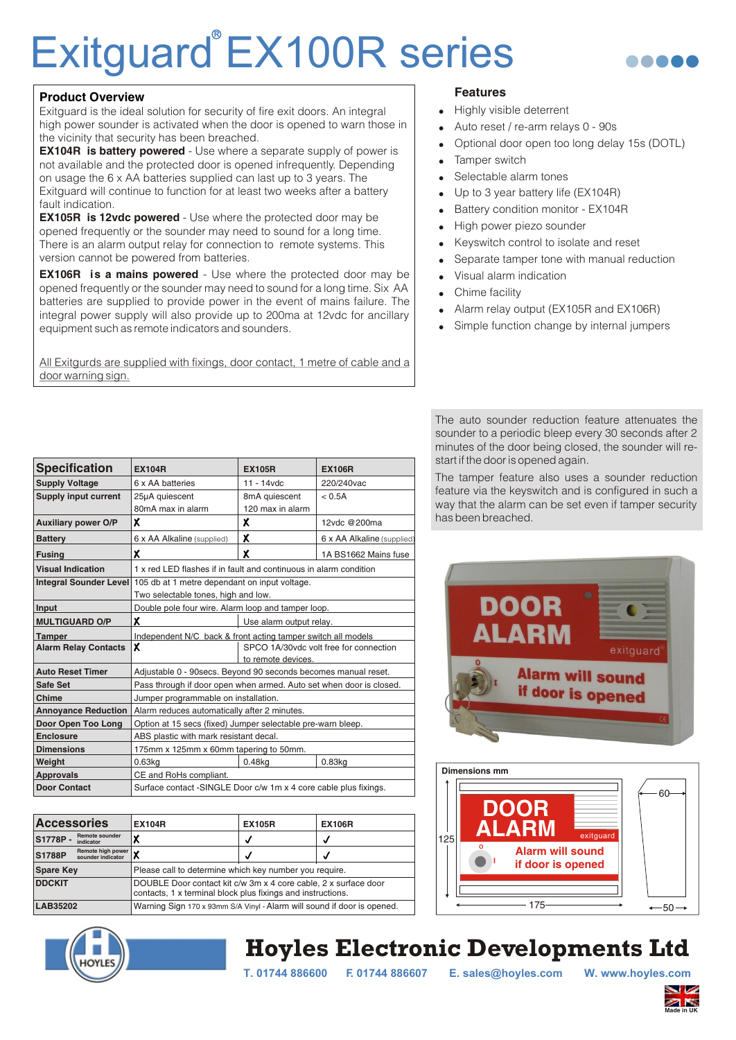# Exitguard® EX100R series

## Product Overview

Exitguard is the ideal solution for security of fire exit doors. An integral high power sounder is activated when the door is opened to warn those in the vicinity that security has been breached.

**EX104R is battery powered** - Use where a separate supply of power is not available and the protected door is opened infrequently. Depending on usage the 6 x AA batteries supplied can last up to 3 years. The Exitguard will continue to function for at least two weeks after a battery fault indication.

**EX105R is 12vdc powered** - Use where the protected door may be opened frequently or the sounder may need to sound for a long time. There is an alarm output relay for connection to remote systems. This version cannot be powered from batteries.

**EX106R is a mains powered** - Use where the protected door may be opened frequently or the sounder may need to sound for a long time. Six AA batteries are supplied to provide power in the event of mains failure. The integral power supply will also provide up to 200ma at 12vdc for ancillary equipment such as remote indicators and sounders.

All Exitgurds are supplied with fixings, door contact, 1 metre of cable and a door warning sign.

## Features

- Highly visible deterrent
- Auto reset / re-arm relays 0 - 90s
- Optional door open too long delay 15s (DOTL)
- Tamper switch
- Selectable alarm tones
- Up to 3 year battery life (EX104R)
- Battery condition monitor - EX104R
- High power piezo sounder
- Keyswitch control to isolate and reset
- Separate tamper tone with manual reduction
- Visual alarm indication
- Chime facility
- Alarm relay output (EX105R and EX106R)
- Simple function change by internal jumpers

The auto sounder reduction feature attenuates the sounder to a periodic bleep every 30 seconds after 2 minutes of the door being closed, the sounder will re-start if the door is opened again.

The tamper feature also uses a sounder reduction feature via the keyswitch and is configured in such a way that the alarm can be set even if tamper security has been breached.

| Specification | EX104R | EX105R | EX106R |
|---|---|---|---|
| Supply Voltage | 6 x AA batteries | 11 - 14vdc | 220/240vac |
| Supply input current | 25µA quiescent<br>80mA max in alarm | 8mA quiescent<br>120 max in alarm | < 0.5A |
| Auxiliary power O/P | ✗ | ✗ | 12vdc @200ma |
| Battery | 6 x AA Alkaline (supplied) | ✗ | 6 x AA Alkaline (supplied) |
| Fusing | ✗ | ✗ | 1A BS1662 Mains fuse |
| Visual Indication | 1 x red LED flashes if in fault and continuous in alarm condition | | |
| Integral Sounder Level | 105 db at 1 metre dependant on input voltage.<br>Two selectable tones, high and low. | | |
| Input | Double pole four wire. Alarm loop and tamper loop. | | |
| MULTIGUARD O/P | ✗ | Use alarm output relay. | |
| Tamper | Independent N/C back & front acting tamper switch all models | | |
| Alarm Relay Contacts | ✗ | SPCO 1A/30vdc volt free for connection to remote devices. | |
| Auto Reset Timer | Adjustable 0 - 90secs. Beyond 90 seconds becomes manual reset. | | |
| Safe Set | Pass through if door open when armed. Auto set when door is closed. | | |
| Chime | Jumper programmable on installation. | | |
| Annoyance Reduction | Alarm reduces automatically after 2 minutes. | | |
| Door Open Too Long | Option at 15 secs (fixed) Jumper selectable pre-warn bleep. | | |
| Enclosure | ABS plastic with mark resistant decal. | | |
| Dimensions | 175mm x 125mm x 60mm tapering to 50mm. | | |
| Weight | 0.63kg | 0.48kg | 0.83kg |
| Approvals | CE and RoHs compliant. | | |
| Door Contact | Surface contact -SINGLE Door c/w 1m x 4 core cable plus fixings. | | |

| Accessories | EX104R | EX105R | EX106R |
|---|---|---|---|
| S1778P - Remote sounder indicator | ✗ | ✓ | ✓ |
| S1788P Remote high power sounder indicator | ✗ | ✓ | ✓ |
| Spare Key | Please call to determine which key number you require. | | |
| DDCKIT | DOUBLE Door contact kit c/w 3m x 4 core cable, 2 x surface door contacts, 1 x terminal block plus fixings and instructions. | | |
| LAB35202 | Warning Sign 170 x 93mm S/A Vinyl - Alarm will sound if door is opened. | | |

DOOR ALARM
exitguard
Alarm will sound if door is opened

Dimensions mm

DOOR ALARM
exitguard
Alarm will sound if door is opened
125
175
60
50

## Hoyles Electronic Developments Ltd

T. 01744 886600 F. 01744 886607 E. sales@hoyles.com W. www.hoyles.com

Made in UK